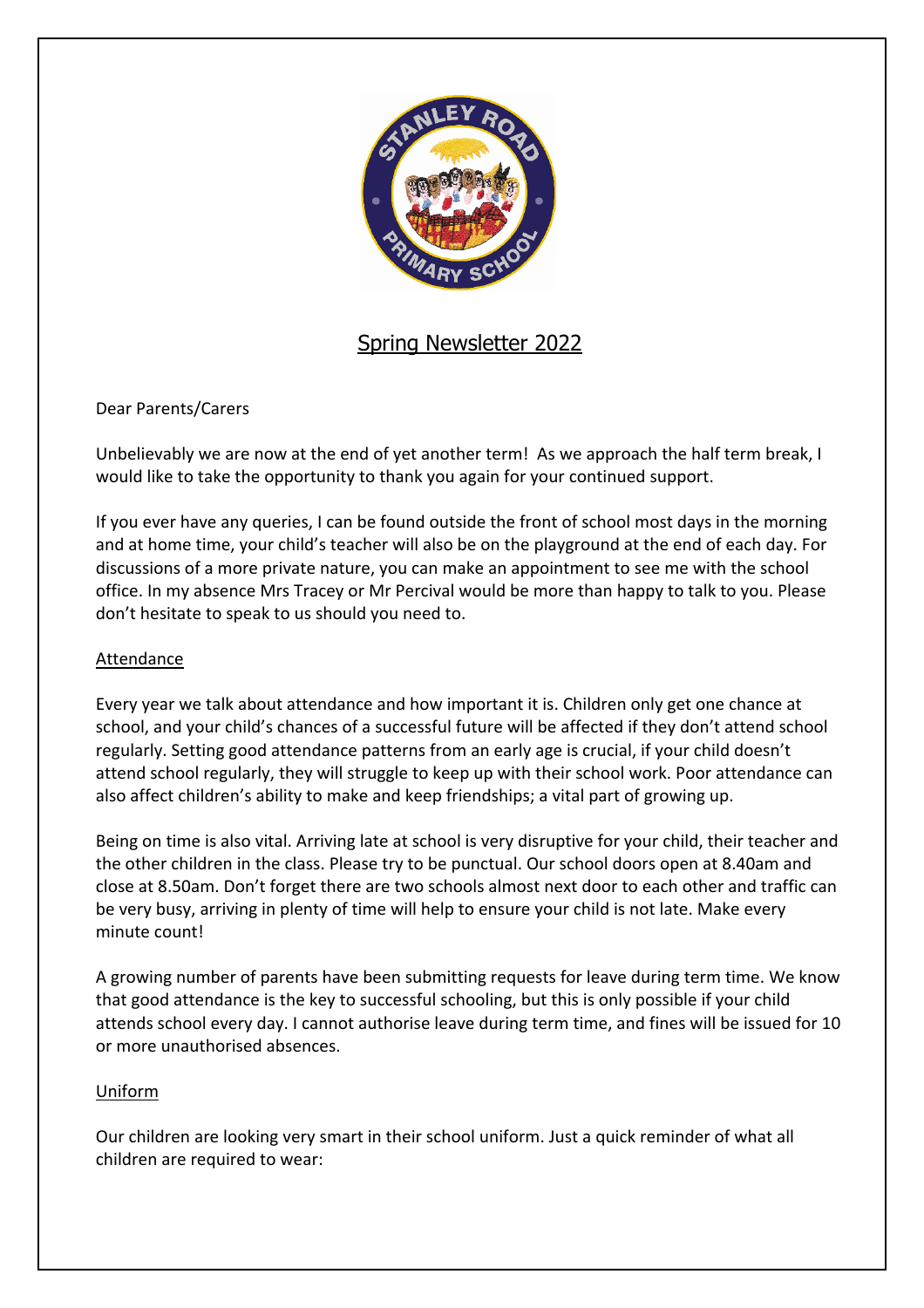# Spring Newsletter 2022

Dear Parents/Carers

Unbelievably we are now at the end of yet another term! As we approach the half term break, I would like to take the opportunity to thank you again for your continued support.

If you ever have any queries, I can be found outside the front of school most days in the morning and at home time, your child's teacher will also be on the playground at the end of each day. For discussions of a more private nature, you can make an appointment to see me with the school office. In my absence Mrs Tracey or Mr Percival would be more than happy to talk to you. Please don't hesitate to speak to us should you need to.

## Attendance

Every year we talk about attendance and how important it is. Children only get one chance at school, and your child's chances of a successful future will be affected if they don't attend school regularly. Setting good attendance patterns from an early age is crucial, if your child doesn't attend school regularly, they will struggle to keep up with their school work. Poor attendance can also affect children's ability to make and keep friendships; a vital part of growing up.

Being on time is also vital. Arriving late at school is very disruptive for your child, their teacher and the other children in the class. Please try to be punctual. Our school doors open at 8.40am and close at 8.50am. Don't forget there are two schools almost next door to each other and traffic can be very busy, arriving in plenty of time will help to ensure your child is not late. Make every minute count!

A growing number of parents have been submitting requests for leave during term time. We know that good attendance is the key to successful schooling, but this is only possible if your child attends school every day. I cannot authorise leave during term time, and fines will be issued for 10 or more unauthorised absences.

## Uniform

Our children are looking very smart in their school uniform. Just a quick reminder of what all children are required to wear: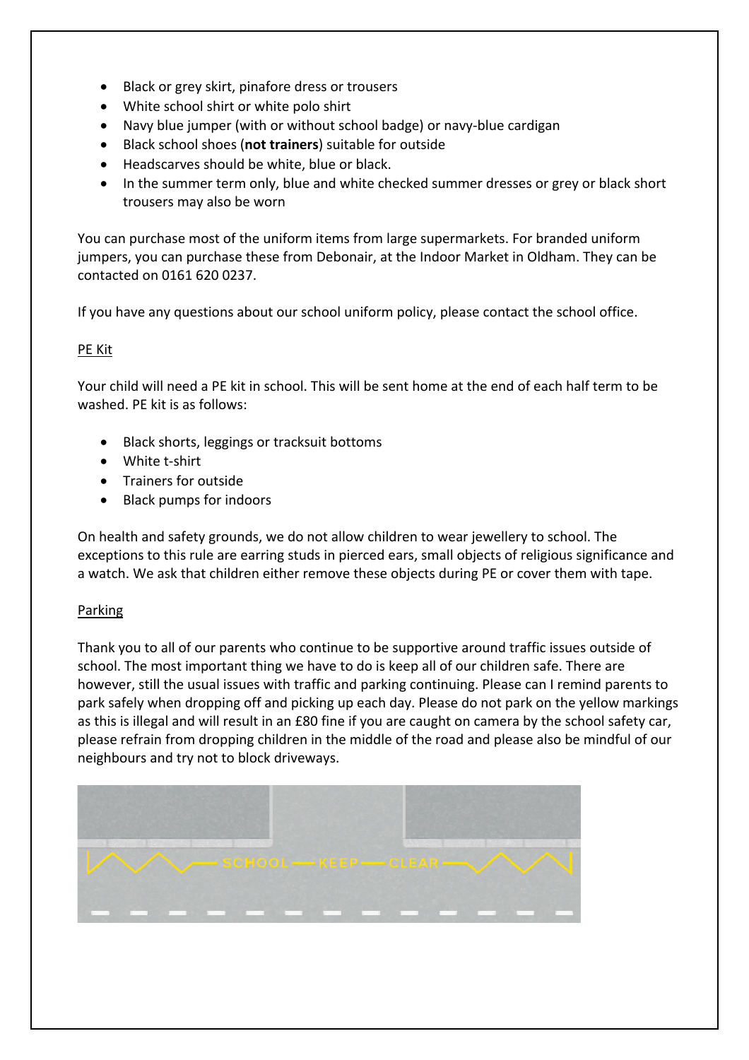- Black or grey skirt, pinafore dress or trousers
- White school shirt or white polo shirt
- Navy blue jumper (with or without school badge) or navy-blue cardigan
- Black school shoes (**not trainers**) suitable for outside
- Headscarves should be white, blue or black.
- In the summer term only, blue and white checked summer dresses or grey or black short trousers may also be worn

You can purchase most of the uniform items from large supermarkets. For branded uniform jumpers, you can purchase these from Debonair, at the Indoor Market in Oldham. They can be contacted on 0161 620 0237.

If you have any questions about our school uniform policy, please contact the school office.

## PE Kit

Your child will need a PE kit in school. This will be sent home at the end of each half term to be washed. PE kit is as follows:

- Black shorts, leggings or tracksuit bottoms
- White t-shirt
- Trainers for outside
- Black pumps for indoors

On health and safety grounds, we do not allow children to wear jewellery to school. The exceptions to this rule are earring studs in pierced ears, small objects of religious significance and a watch. We ask that children either remove these objects during PE or cover them with tape.

## Parking

Thank you to all of our parents who continue to be supportive around traffic issues outside of school. The most important thing we have to do is keep all of our children safe. There are however, still the usual issues with traffic and parking continuing. Please can I remind parents to park safely when dropping off and picking up each day. Please do not park on the yellow markings as this is illegal and will result in an £80 fine if you are caught on camera by the school safety car, please refrain from dropping children in the middle of the road and please also be mindful of our neighbours and try not to block driveways.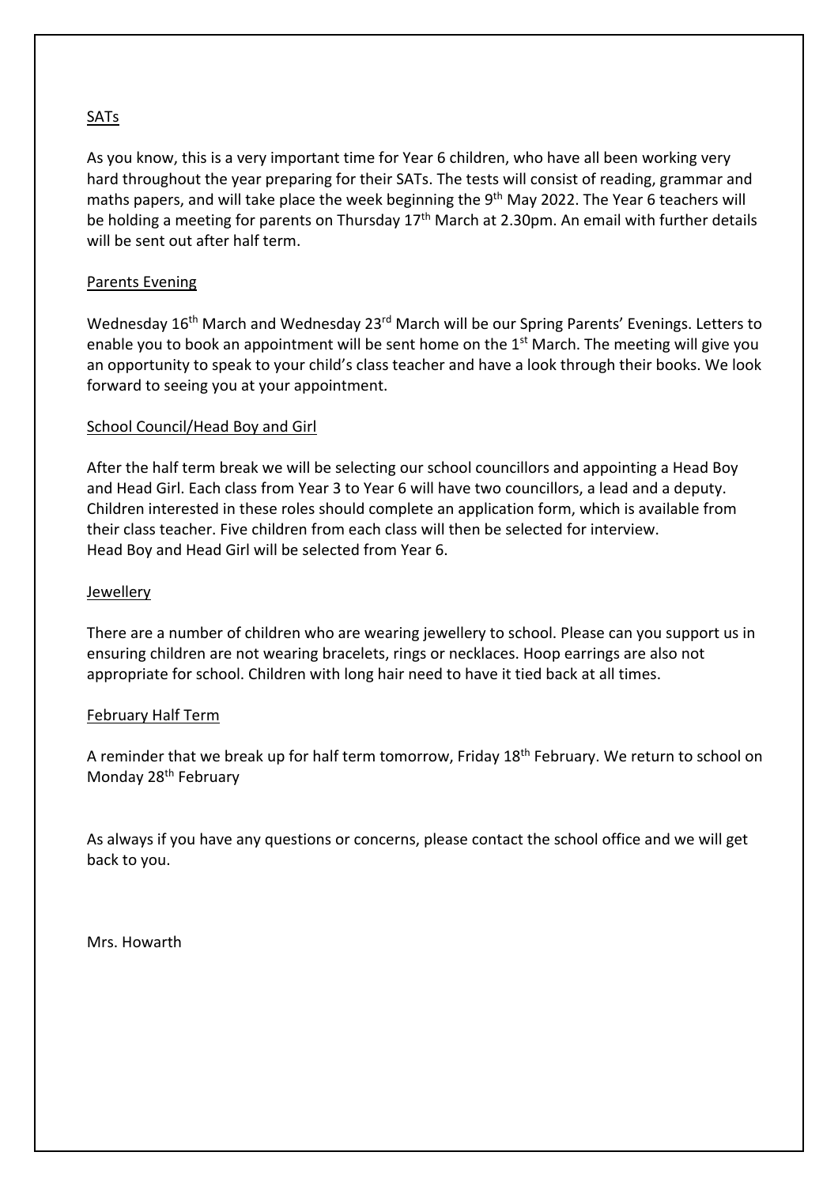## SATs

As you know, this is a very important time for Year 6 children, who have all been working very hard throughout the year preparing for their SATs. The tests will consist of reading, grammar and maths papers, and will take place the week beginning the 9th May 2022. The Year 6 teachers will be holding a meeting for parents on Thursday 17th March at 2.30pm. An email with further details will be sent out after half term.

## Parents Evening

Wednesday 16th March and Wednesday 23rd March will be our Spring Parents' Evenings. Letters to enable you to book an appointment will be sent home on the 1st March. The meeting will give you an opportunity to speak to your child's class teacher and have a look through their books. We look forward to seeing you at your appointment.

## School Council/Head Boy and Girl

After the half term break we will be selecting our school councillors and appointing a Head Boy and Head Girl. Each class from Year 3 to Year 6 will have two councillors, a lead and a deputy. Children interested in these roles should complete an application form, which is available from their class teacher. Five children from each class will then be selected for interview.
Head Boy and Head Girl will be selected from Year 6.

## Jewellery

There are a number of children who are wearing jewellery to school. Please can you support us in ensuring children are not wearing bracelets, rings or necklaces. Hoop earrings are also not appropriate for school. Children with long hair need to have it tied back at all times.

## February Half Term

A reminder that we break up for half term tomorrow, Friday 18th February. We return to school on Monday 28th February

As always if you have any questions or concerns, please contact the school office and we will get back to you.

Mrs. Howarth